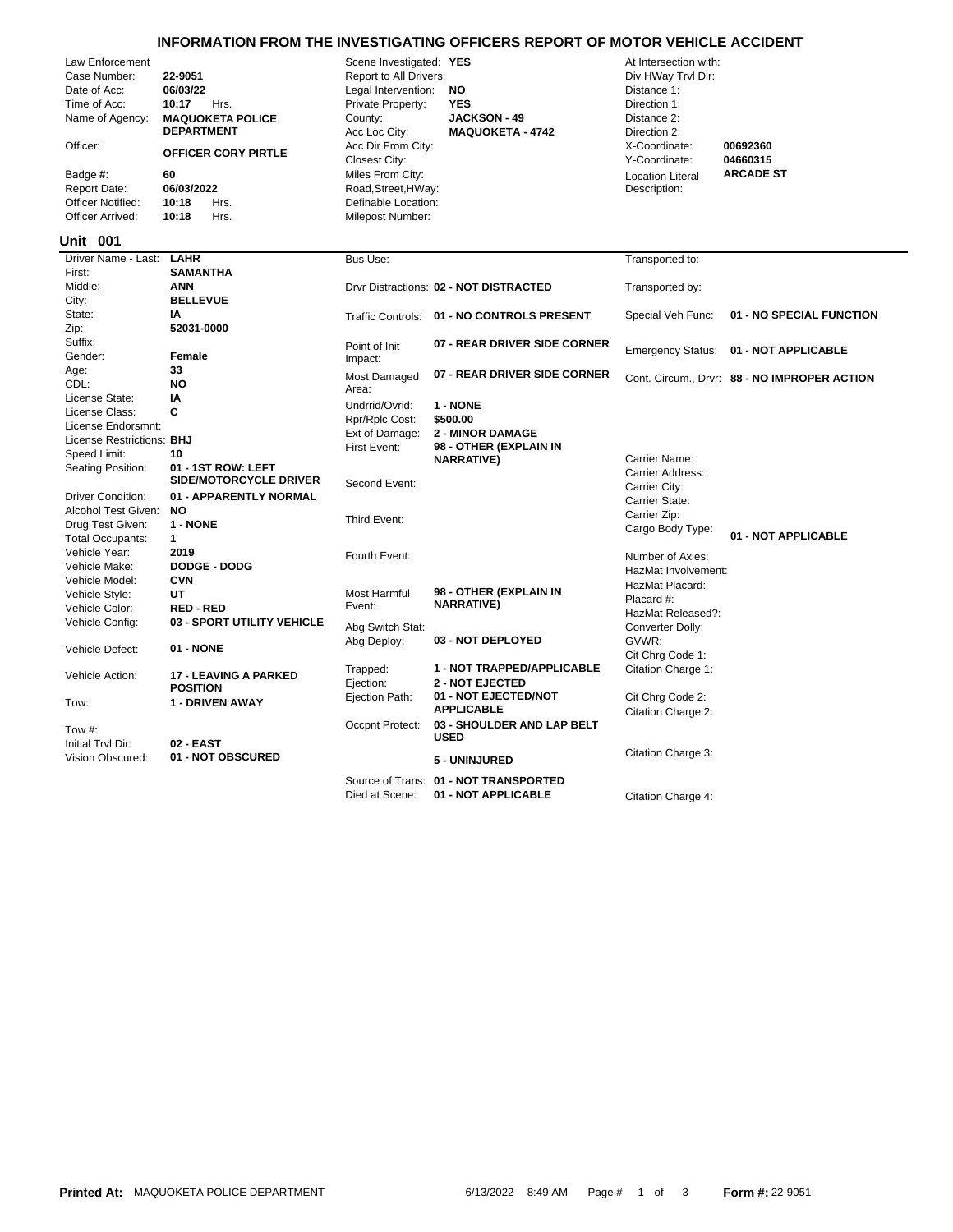# INFORMATION FROM THE INVESTIGATING OFFICERS REPORT OF MOTOR VEHICLE ACCIDENT

| Field | Value |
| --- | --- |
| Law Enforcement Case Number: | **22-9051** |
| Date of Acc: | **06/03/22** |
| Time of Acc: | **10:17** Hrs. |
| Name of Agency: | **MAQUOKETA POLICE DEPARTMENT** |
| Officer: | **OFFICER CORY PIRTLE** |
| Badge #: | **60** |
| Report Date: | **06/03/2022** |
| Officer Notified: | **10:18** Hrs. |
| Officer Arrived: | **10:18** Hrs. |

| Field | Value |
| --- | --- |
| Scene Investigated: | **YES** |
| Report to All Drivers: | |
| Legal Intervention: | **NO** |
| Private Property: | **YES** |
| County: | **JACKSON - 49** |
| Acc Loc City: | **MAQUOKETA - 4742** |
| Acc Dir From City: | |
| Closest City: | |
| Miles From City: | |
| Road,Street,HWay: | |
| Definable Location: | |
| Milepost Number: | |

| Field | Value |
| --- | --- |
| At Intersection with: | |
| Div HWay Trvl Dir: | |
| Distance 1: | |
| Direction 1: | |
| Distance 2: | |
| Direction 2: | |
| X-Coordinate: | **00692360** |
| Y-Coordinate: | **04660315** |
| Location Literal Description: | **ARCADE ST** |

## Unit 001

| Field | Value |
| --- | --- |
| Driver Name - Last: | **LAHR** |
| First: | **SAMANTHA** |
| Middle: | **ANN** |
| City: | **BELLEVUE** |
| State: | **IA** |
| Zip: | **52031-0000** |
| Suffix: | |
| Gender: | **Female** |
| Age: | **33** |
| CDL: | **NO** |
| License State: | **IA** |
| License Class: | **C** |
| License Endorsmnt: | |
| License Restrictions: | **BHJ** |
| Speed Limit: | **10** |
| Seating Position: | **01 - 1ST ROW: LEFT SIDE/MOTORCYCLE DRIVER** |
| Driver Condition: | **01 - APPARENTLY NORMAL** |
| Alcohol Test Given: | **NO** |
| Drug Test Given: | **1 - NONE** |
| Total Occupants: | **1** |
| Vehicle Year: | **2019** |
| Vehicle Make: | **DODGE - DODG** |
| Vehicle Model: | **CVN** |
| Vehicle Style: | **UT** |
| Vehicle Color: | **RED - RED** |
| Vehicle Config: | **03 - SPORT UTILITY VEHICLE** |
| Vehicle Defect: | **01 - NONE** |
| Vehicle Action: | **17 - LEAVING A PARKED POSITION** |
| Tow: | **1 - DRIVEN AWAY** |
| Tow #: | |
| Initial Trvl Dir: | **02 - EAST** |
| Vision Obscured: | **01 - NOT OBSCURED** |

| Field | Value |
| --- | --- |
| Bus Use: | |
| Drvr Distractions: | **02 - NOT DISTRACTED** |
| Traffic Controls: | **01 - NO CONTROLS PRESENT** |
| Point of Init Impact: | **07 - REAR DRIVER SIDE CORNER** |
| Most Damaged Area: | **07 - REAR DRIVER SIDE CORNER** |
| Undrrid/Ovrid: | **1 - NONE** |
| Rpr/Rplc Cost: | **$500.00** |
| Ext of Damage: | **2 - MINOR DAMAGE** |
| First Event: | **98 - OTHER (EXPLAIN IN NARRATIVE)** |
| Second Event: | |
| Third Event: | |
| Fourth Event: | |
| Most Harmful Event: | **98 - OTHER (EXPLAIN IN NARRATIVE)** |
| Abg Switch Stat: | |
| Abg Deploy: | **03 - NOT DEPLOYED** |
| Trapped: | **1 - NOT TRAPPED/APPLICABLE** |
| Ejection: | **2 - NOT EJECTED** |
| Ejection Path: | **01 - NOT EJECTED/NOT APPLICABLE** |
| Occpnt Protect: | **03 - SHOULDER AND LAP BELT USED** |
| | **5 - UNINJURED** |
| Source of Trans: | **01 - NOT TRANSPORTED** |
| Died at Scene: | **01 - NOT APPLICABLE** |

| Field | Value |
| --- | --- |
| Transported to: | |
| Transported by: | |
| Special Veh Func: | **01 - NO SPECIAL FUNCTION** |
| Emergency Status: | **01 - NOT APPLICABLE** |
| Cont. Circum., Drvr: | **88 - NO IMPROPER ACTION** |
| Carrier Name: | |
| Carrier Address: | |
| Carrier City: | |
| Carrier State: | |
| Carrier Zip: | |
| Cargo Body Type: | **01 - NOT APPLICABLE** |
| Number of Axles: | |
| HazMat Involvement: | |
| HazMat Placard: | |
| Placard #: | |
| HazMat Released?: | |
| Converter Dolly: | |
| GVWR: | |
| Cit Chrg Code 1: | |
| Citation Charge 1: | |
| Cit Chrg Code 2: | |
| Citation Charge 2: | |
| Citation Charge 3: | |
| Citation Charge 4: | |

**Printed At:** MAQUOKETA POLICE DEPARTMENT 6/13/2022 8:49 AM **Form #:** 22-9051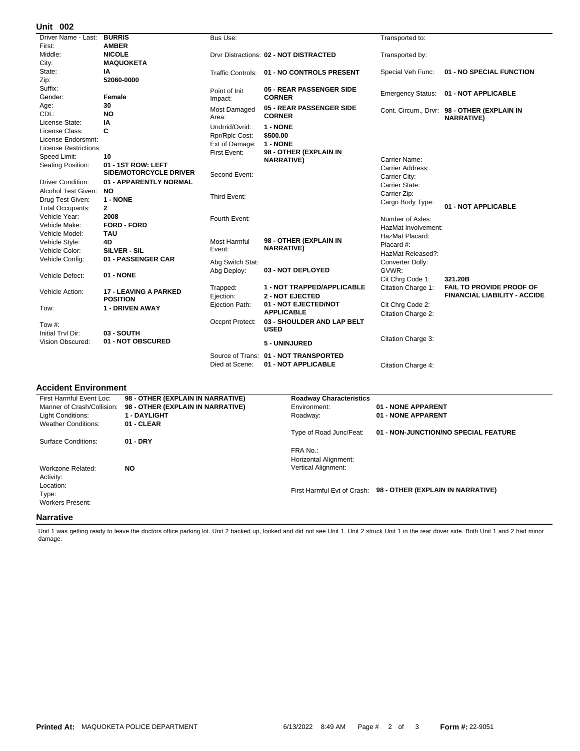## Unit 002

| Field | Value | Field | Value | Field | Value |
|---|---|---|---|---|---|
| Driver Name - Last: | BURRIS | Bus Use: | | Transported to: | |
| First: | AMBER | | | | |
| Middle: | NICOLE | Drvr Distractions: | 02 - NOT DISTRACTED | Transported by: | |
| City: | MAQUOKETA | | | | |
| State: | IA | Traffic Controls: | 01 - NO CONTROLS PRESENT | Special Veh Func: | 01 - NO SPECIAL FUNCTION |
| Zip: | 52060-0000 | | | | |
| Suffix: | | Point of Init Impact: | 05 - REAR PASSENGER SIDE CORNER | Emergency Status: | 01 - NOT APPLICABLE |
| Gender: | Female | | | | |
| Age: | 30 | Most Damaged Area: | 05 - REAR PASSENGER SIDE CORNER | Cont. Circum., Drvr: | 98 - OTHER (EXPLAIN IN NARRATIVE) |
| CDL: | NO | | | | |
| License State: | IA | Undrrid/Ovrid: | 1 - NONE | | |
| License Class: | C | Rpr/Rplc Cost: | $500.00 | | |
| License Endorsmnt: | | Ext of Damage: | 1 - NONE | | |
| License Restrictions: | | First Event: | 98 - OTHER (EXPLAIN IN NARRATIVE) | | |
| Speed Limit: | 10 | | | Carrier Name: | |
| Seating Position: | 01 - 1ST ROW: LEFT SIDE/MOTORCYCLE DRIVER | | | Carrier Address: | |
| | | Second Event: | | Carrier City: | |
| Driver Condition: | 01 - APPARENTLY NORMAL | | | Carrier State: | |
| Alcohol Test Given: | NO | | | Carrier Zip: | |
| Drug Test Given: | 1 - NONE | Third Event: | | Cargo Body Type: | 01 - NOT APPLICABLE |
| Total Occupants: | 2 | | | | |
| Vehicle Year: | 2008 | Fourth Event: | | Number of Axles: | |
| Vehicle Make: | FORD - FORD | | | HazMat Involvement: | |
| Vehicle Model: | TAU | | | HazMat Placard: | |
| Vehicle Style: | 4D | Most Harmful Event: | 98 - OTHER (EXPLAIN IN NARRATIVE) | Placard #: | |
| Vehicle Color: | SILVER - SIL | | | HazMat Released?: | |
| Vehicle Config: | 01 - PASSENGER CAR | Abg Switch Stat: | | Converter Dolly: | |
| Vehicle Defect: | 01 - NONE | Abg Deploy: | 03 - NOT DEPLOYED | GVWR: | |
| | | | | Cit Chrg Code 1: | 321.20B |
| Vehicle Action: | 17 - LEAVING A PARKED POSITION | Trapped: | 1 - NOT TRAPPED/APPLICABLE | Citation Charge 1: | FAIL TO PROVIDE PROOF OF FINANCIAL LIABILITY - ACCIDE |
| | | Ejection: | 2 - NOT EJECTED | | |
| Tow: | 1 - DRIVEN AWAY | Ejection Path: | 01 - NOT EJECTED/NOT APPLICABLE | Cit Chrg Code 2: | |
| | | | | Citation Charge 2: | |
| Tow #: | | Occpnt Protect: | 03 - SHOULDER AND LAP BELT USED | | |
| Initial Trvl Dir: | 03 - SOUTH | | | | |
| Vision Obscured: | 01 - NOT OBSCURED | | 5 - UNINJURED | Citation Charge 3: | |
| | | Source of Trans: | 01 - NOT TRANSPORTED | | |
| | | Died at Scene: | 01 - NOT APPLICABLE | Citation Charge 4: | |

## Accident Environment

| Field | Value | Roadway Characteristics | |
|---|---|---|---|
| First Harmful Event Loc: | 98 - OTHER (EXPLAIN IN NARRATIVE) | | |
| Manner of Crash/Collision: | 98 - OTHER (EXPLAIN IN NARRATIVE) | Environment: | 01 - NONE APPARENT |
| Light Conditions: | 1 - DAYLIGHT | Roadway: | 01 - NONE APPARENT |
| Weather Conditions: | 01 - CLEAR | | |
| | | Type of Road Junc/Feat: | 01 - NON-JUNCTION/NO SPECIAL FEATURE |
| Surface Conditions: | 01 - DRY | | |
| | | FRA No.: | |
| | | Horizontal Alignment: | |
| Workzone Related: | NO | Vertical Alignment: | |
| Activity: | | | |
| Location: | | | |
| Type: | | First Harmful Evt of Crash: | 98 - OTHER (EXPLAIN IN NARRATIVE) |
| Workers Present: | | | |

## Narrative

Unit 1 was getting ready to leave the doctors office parking lot. Unit 2 backed up, looked and did not see Unit 1. Unit 2 struck Unit 1 in the rear driver side. Both Unit 1 and 2 had minor damage.

**Printed At:** MAQUOKETA POLICE DEPARTMENT 6/13/2022 8:49 AM **Form #:** 22-9051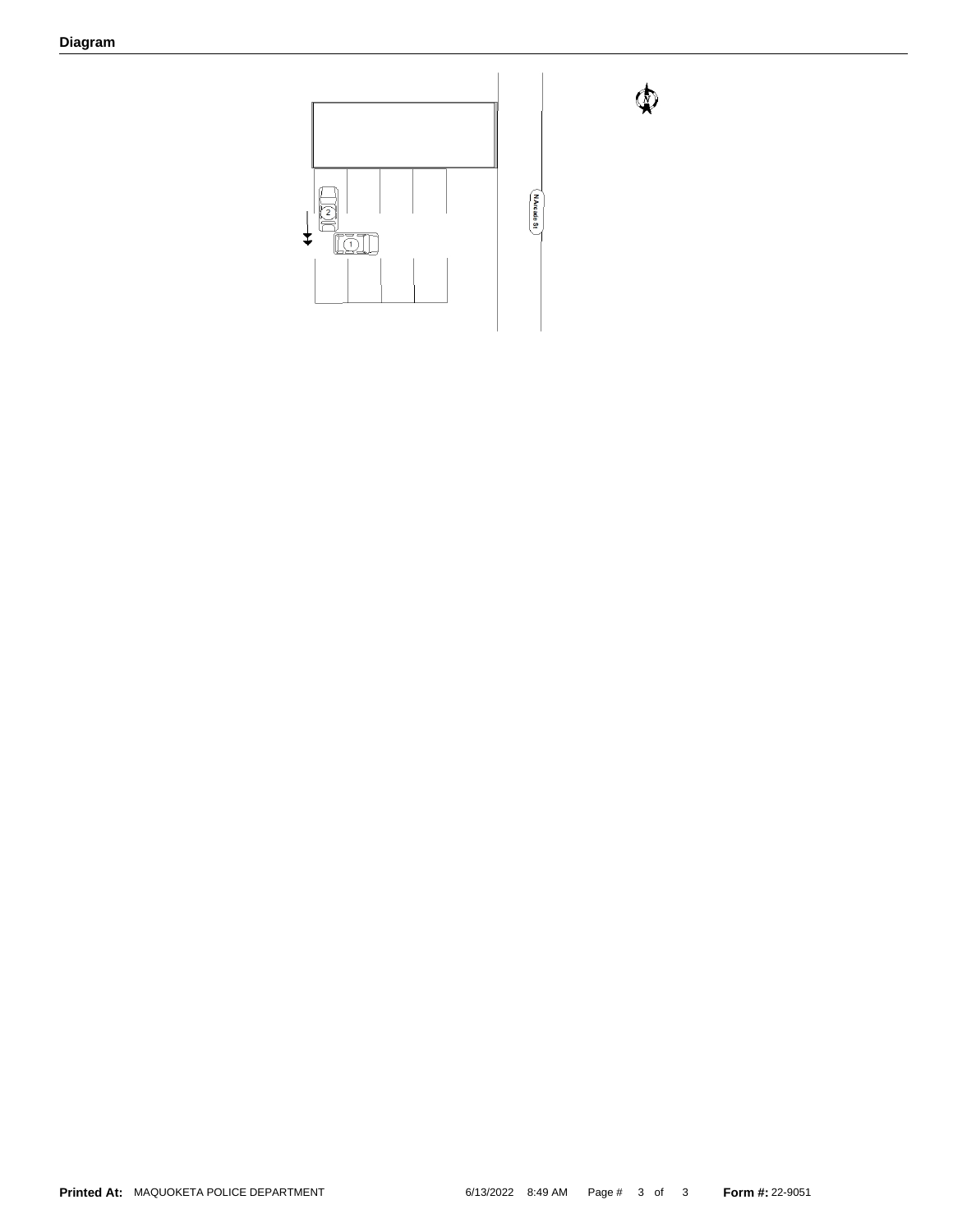**Diagram**

N Arcade St

2

1